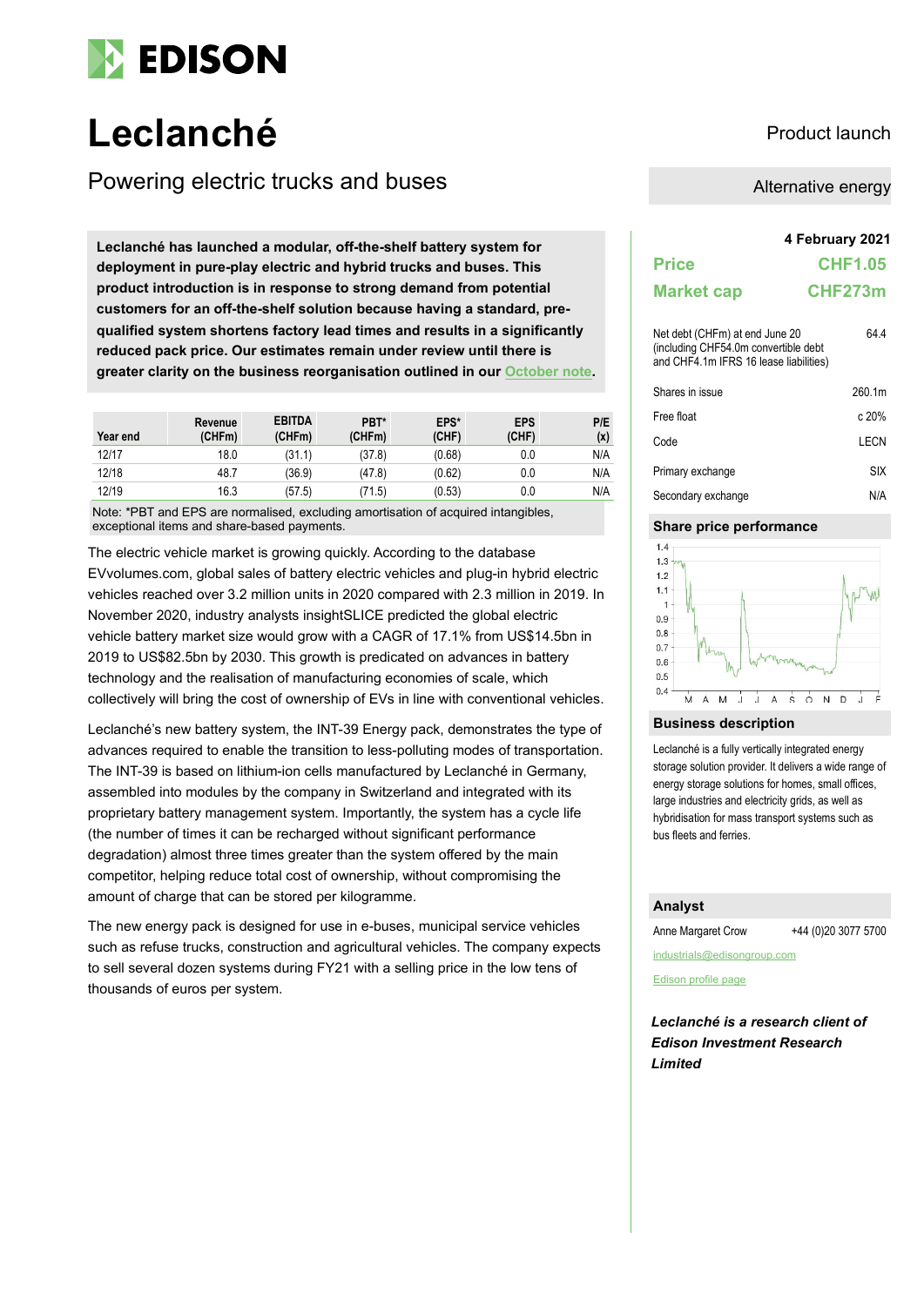# Leclanché

Product launch

## Powering electric trucks and buses

Alternative energy

**Leclanché has launched a modular, off-the-shelf battery system for deployment in pure-play electric and hybrid trucks and buses. This product introduction is in response to strong demand from potential customers for an off-the-shelf solution because having a standard, pre-qualified system shortens factory lead times and results in a significantly reduced pack price. Our estimates remain under review until there is greater clarity on the business reorganisation outlined in our October note.**

| Year end | Revenue (CHFm) | EBITDA (CHFm) | PBT* (CHFm) | EPS* (CHF) | EPS (CHF) | P/E (x) |
|---|---|---|---|---|---|---|
| 12/17 | 18.0 | (31.1) | (37.8) | (0.68) | 0.0 | N/A |
| 12/18 | 48.7 | (36.9) | (47.8) | (0.62) | 0.0 | N/A |
| 12/19 | 16.3 | (57.5) | (71.5) | (0.53) | 0.0 | N/A |

Note: *PBT and EPS are normalised, excluding amortisation of acquired intangibles, exceptional items and share-based payments.

The electric vehicle market is growing quickly. According to the database EVvolumes.com, global sales of battery electric vehicles and plug-in hybrid electric vehicles reached over 3.2 million units in 2020 compared with 2.3 million in 2019. In November 2020, industry analysts insightSLICE predicted the global electric vehicle battery market size would grow with a CAGR of 17.1% from US$14.5bn in 2019 to US$82.5bn by 2030. This growth is predicated on advances in battery technology and the realisation of manufacturing economies of scale, which collectively will bring the cost of ownership of EVs in line with conventional vehicles.

Leclanché's new battery system, the INT-39 Energy pack, demonstrates the type of advances required to enable the transition to less-polluting modes of transportation. The INT-39 is based on lithium-ion cells manufactured by Leclanché in Germany, assembled into modules by the company in Switzerland and integrated with its proprietary battery management system. Importantly, the system has a cycle life (the number of times it can be recharged without significant performance degradation) almost three times greater than the system offered by the main competitor, helping reduce total cost of ownership, without compromising the amount of charge that can be stored per kilogramme.

The new energy pack is designed for use in e-buses, municipal service vehicles such as refuse trucks, construction and agricultural vehicles. The company expects to sell several dozen systems during FY21 with a selling price in the low tens of thousands of euros per system.

**4 February 2021**

| | |
|---|---|
| **Price** | **CHF1.05** |
| **Market cap** | **CHF273m** |

| | |
|---|---|
| Net debt (CHFm) at end June 20 (including CHF54.0m convertible debt and CHF4.1m IFRS 16 lease liabilities) | 64.4 |
| Shares in issue | 260.1m |
| Free float | c 20% |
| Code | LECN |
| Primary exchange | SIX |
| Secondary exchange | N/A |

### Share price performance

### Business description

Leclanché is a fully vertically integrated energy storage solution provider. It delivers a wide range of energy storage solutions for homes, small offices, large industries and electricity grids, as well as hybridisation for mass transport systems such as bus fleets and ferries.

### Analyst

Anne Margaret Crow +44 (0)20 3077 5700

industrials@edisongroup.com

Edison profile page

***Leclanché is a research client of Edison Investment Research Limited***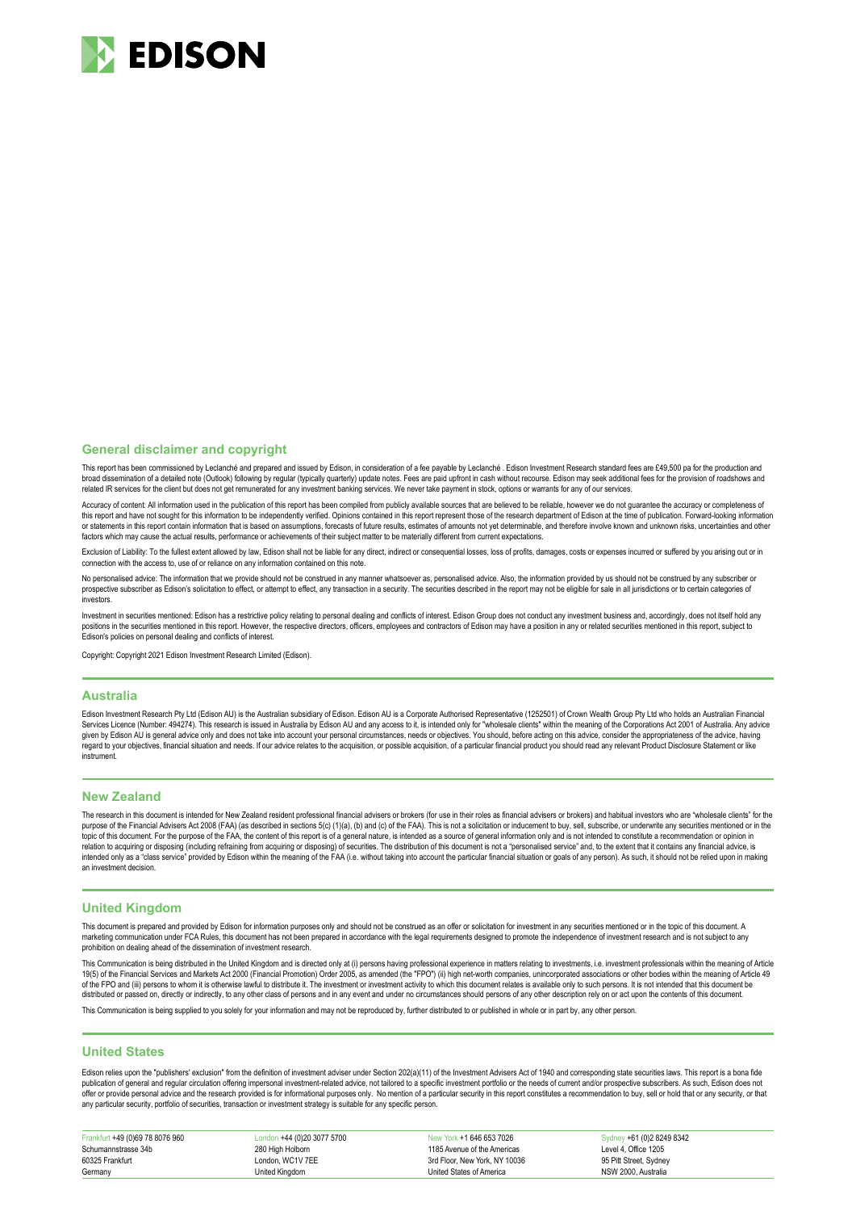# EDISON

## General disclaimer and copyright

This report has been commissioned by Leclanché and prepared and issued by Edison, in consideration of a fee payable by Leclanché . Edison Investment Research standard fees are £49,500 pa for the production and broad dissemination of a detailed note (Outlook) following by regular (typically quarterly) update notes. Fees are paid upfront in cash without recourse. Edison may seek additional fees for the provision of roadshows and related IR services for the client but does not get remunerated for any investment banking services. We never take payment in stock, options or warrants for any of our services.

Accuracy of content: All information used in the publication of this report has been compiled from publicly available sources that are believed to be reliable, however we do not guarantee the accuracy or completeness of this report and have not sought for this information to be independently verified. Opinions contained in this report represent those of the research department of Edison at the time of publication. Forward-looking information or statements in this report contain information that is based on assumptions, forecasts of future results, estimates of amounts not yet determinable, and therefore involve known and unknown risks, uncertainties and other factors which may cause the actual results, performance or achievements of their subject matter to be materially different from current expectations.

Exclusion of Liability: To the fullest extent allowed by law, Edison shall not be liable for any direct, indirect or consequential losses, loss of profits, damages, costs or expenses incurred or suffered by you arising out or in connection with the access to, use of or reliance on any information contained on this note.

No personalised advice: The information that we provide should not be construed in any manner whatsoever as, personalised advice. Also, the information provided by us should not be construed by any subscriber or prospective subscriber as Edison's solicitation to effect, or attempt to effect, any transaction in a security. The securities described in the report may not be eligible for sale in all jurisdictions or to certain categories of investors.

Investment in securities mentioned: Edison has a restrictive policy relating to personal dealing and conflicts of interest. Edison Group does not conduct any investment business and, accordingly, does not itself hold any positions in the securities mentioned in this report. However, the respective directors, officers, employees and contractors of Edison may have a position in any or related securities mentioned in this report, subject to Edison's policies on personal dealing and conflicts of interest.

Copyright: Copyright 2021 Edison Investment Research Limited (Edison).

## Australia

Edison Investment Research Pty Ltd (Edison AU) is the Australian subsidiary of Edison. Edison AU is a Corporate Authorised Representative (1252501) of Crown Wealth Group Pty Ltd who holds an Australian Financial Services Licence (Number: 494274). This research is issued in Australia by Edison AU and any access to it, is intended only for "wholesale clients" within the meaning of the Corporations Act 2001 of Australia. Any advice given by Edison AU is general advice only and does not take into account your personal circumstances, needs or objectives. You should, before acting on this advice, consider the appropriateness of the advice, having regard to your objectives, financial situation and needs. If our advice relates to the acquisition, or possible acquisition, of a particular financial product you should read any relevant Product Disclosure Statement or like instrument.

## New Zealand

The research in this document is intended for New Zealand resident professional financial advisers or brokers (for use in their roles as financial advisers or brokers) and habitual investors who are "wholesale clients" for the purpose of the Financial Advisers Act 2008 (FAA) (as described in sections 5(c) (1)(a), (b) and (c) of the FAA). This is not a solicitation or inducement to buy, sell, subscribe, or underwrite any securities mentioned or in the topic of this document. For the purpose of the FAA, the content of this report is of a general nature, is intended as a source of general information only and is not intended to constitute a recommendation or opinion in relation to acquiring or disposing (including refraining from acquiring or disposing) of securities. The distribution of this document is not a "personalised service" and, to the extent that it contains any financial advice, is intended only as a "class service" provided by Edison within the meaning of the FAA (i.e. without taking into account the particular financial situation or goals of any person). As such, it should not be relied upon in making an investment decision.

## United Kingdom

This document is prepared and provided by Edison for information purposes only and should not be construed as an offer or solicitation for investment in any securities mentioned or in the topic of this document. A marketing communication under FCA Rules, this document has not been prepared in accordance with the legal requirements designed to promote the independence of investment research and is not subject to any prohibition on dealing ahead of the dissemination of investment research.

This Communication is being distributed in the United Kingdom and is directed only at (i) persons having professional experience in matters relating to investments, i.e. investment professionals within the meaning of Article 19(5) of the Financial Services and Markets Act 2000 (Financial Promotion) Order 2005, as amended (the "FPO") (ii) high net-worth companies, unincorporated associations or other bodies within the meaning of Article 49 of the FPO and (iii) persons to whom it is otherwise lawful to distribute it. The investment or investment activity to which this document relates is available only to such persons. It is not intended that this document be distributed or passed on, directly or indirectly, to any other class of persons and in any event and under no circumstances should persons of any other description rely on or act upon the contents of this document.

This Communication is being supplied to you solely for your information and may not be reproduced by, further distributed to or published in whole or in part by, any other person.

## United States

Edison relies upon the "publishers' exclusion" from the definition of investment adviser under Section 202(a)(11) of the Investment Advisers Act of 1940 and corresponding state securities laws. This report is a bona fide publication of general and regular circulation offering impersonal investment-related advice, not tailored to a specific investment portfolio or the needs of current and/or prospective subscribers. As such, Edison does not offer or provide personal advice and the research provided is for informational purposes only. No mention of a particular security in this report constitutes a recommendation to buy, sell or hold that or any security, or that any particular security, portfolio of securities, transaction or investment strategy is suitable for any specific person.

| | | | |
|---|---|---|---|
| Frankfurt +49 (0)69 78 8076 960 | London +44 (0)20 3077 5700 | New York +1 646 653 7026 | Sydney +61 (0)2 8249 8342 |
| Schumannstrasse 34b | 280 High Holborn | 1185 Avenue of the Americas | Level 4, Office 1205 |
| 60325 Frankfurt | London, WC1V 7EE | 3rd Floor, New York, NY 10036 | 95 Pitt Street, Sydney |
| Germany | United Kingdom | United States of America | NSW 2000, Australia |